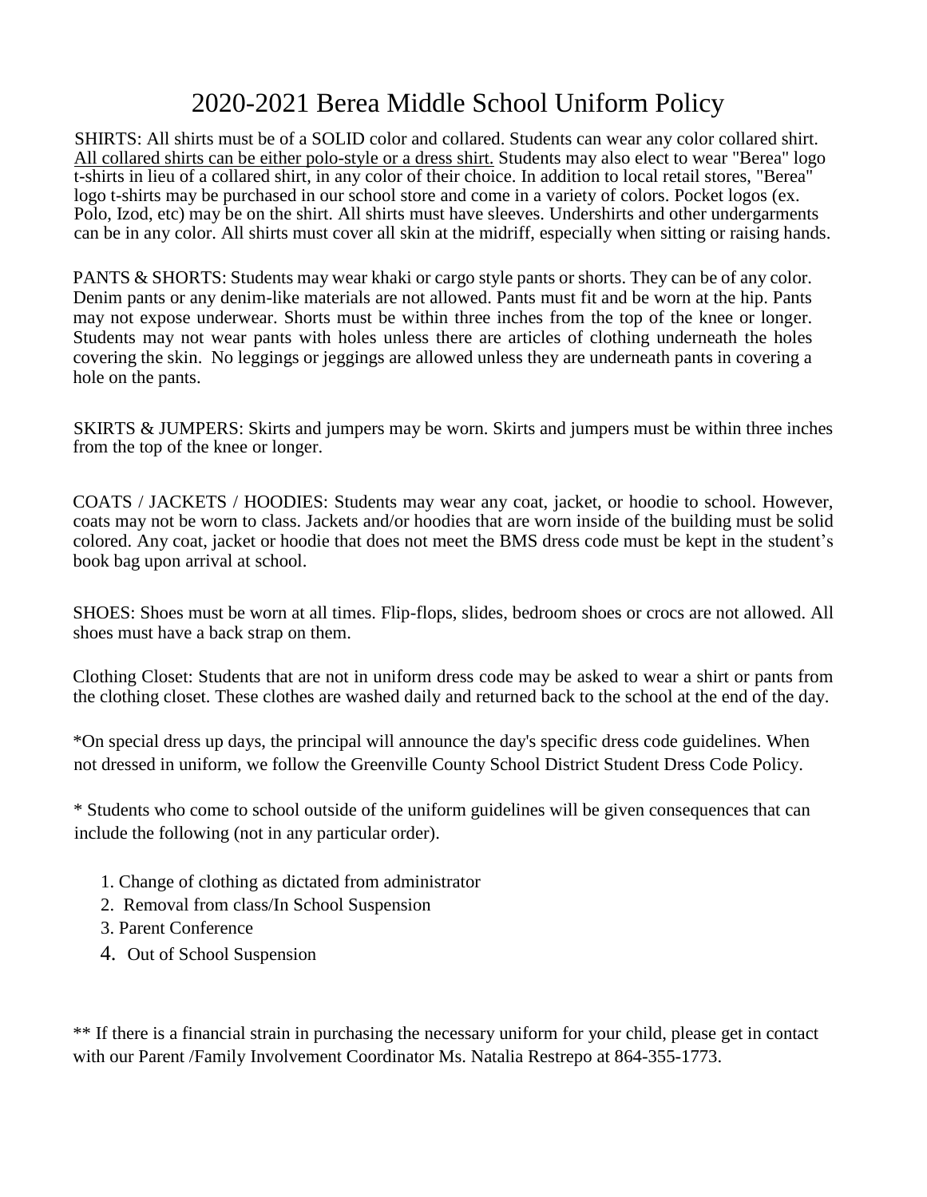# 2020-2021 Berea Middle School Uniform Policy

SHIRTS: All shirts must be of a SOLID color and collared. Students can wear any color collared shirt. <u>All collared shirts can be either polo-style or a dress shirt.</u> Students may also elect to wear "Berea" logo t-shirts in lieu of a collared shirt, in any color of their choice. In addition to local retail stores, "Berea" logo t-shirts may be purchased in our school store and come in a variety of colors. Pocket logos (ex. Polo, Izod, etc) may be on the shirt. All shirts must have sleeves. Undershirts and other undergarments can be in any color. All shirts must cover all skin at the midriff, especially when sitting or raising hands.

PANTS & SHORTS: Students may wear khaki or cargo style pants or shorts. They can be of any color. Denim pants or any denim-like materials are not allowed. Pants must fit and be worn at the hip. Pants may not expose underwear. Shorts must be within three inches from the top of the knee or longer. Students may not wear pants with holes unless there are articles of clothing underneath the holes covering the skin. No leggings or jeggings are allowed unless they are underneath pants in covering a hole on the pants.

SKIRTS & JUMPERS: Skirts and jumpers may be worn. Skirts and jumpers must be within three inches from the top of the knee or longer.

COATS / JACKETS / HOODIES: Students may wear any coat, jacket, or hoodie to school. However, coats may not be worn to class. Jackets and/or hoodies that are worn inside of the building must be solid colored. Any coat, jacket or hoodie that does not meet the BMS dress code must be kept in the student's book bag upon arrival at school.

SHOES: Shoes must be worn at all times. Flip-flops, slides, bedroom shoes or crocs are not allowed. All shoes must have a back strap on them.

Clothing Closet: Students that are not in uniform dress code may be asked to wear a shirt or pants from the clothing closet. These clothes are washed daily and returned back to the school at the end of the day.

*On special dress up days, the principal will announce the day's specific dress code guidelines. When not dressed in uniform, we follow the Greenville County School District Student Dress Code Policy.

* Students who come to school outside of the uniform guidelines will be given consequences that can include the following (not in any particular order).

1. Change of clothing as dictated from administrator
2. Removal from class/In School Suspension
3. Parent Conference
4. Out of School Suspension

** If there is a financial strain in purchasing the necessary uniform for your child, please get in contact with our Parent /Family Involvement Coordinator Ms. Natalia Restrepo at 864-355-1773.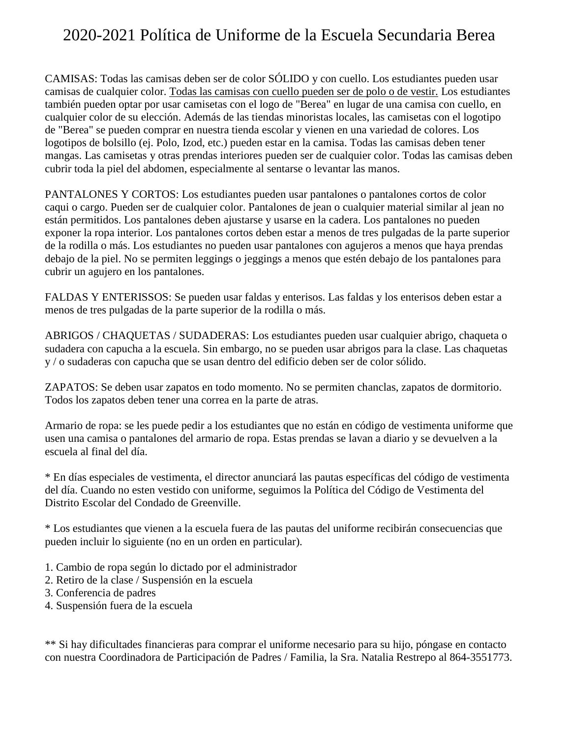# 2020-2021 Política de Uniforme de la Escuela Secundaria Berea

CAMISAS: Todas las camisas deben ser de color SÓLIDO y con cuello. Los estudiantes pueden usar camisas de cualquier color. <u>Todas las camisas con cuello pueden ser de polo o de vestir.</u> Los estudiantes también pueden optar por usar camisetas con el logo de "Berea" en lugar de una camisa con cuello, en cualquier color de su elección. Además de las tiendas minoristas locales, las camisetas con el logotipo de "Berea" se pueden comprar en nuestra tienda escolar y vienen en una variedad de colores. Los logotipos de bolsillo (ej. Polo, Izod, etc.) pueden estar en la camisa. Todas las camisas deben tener mangas. Las camisetas y otras prendas interiores pueden ser de cualquier color. Todas las camisas deben cubrir toda la piel del abdomen, especialmente al sentarse o levantar las manos.

PANTALONES Y CORTOS: Los estudiantes pueden usar pantalones o pantalones cortos de color caqui o cargo. Pueden ser de cualquier color. Pantalones de jean o cualquier material similar al jean no están permitidos. Los pantalones deben ajustarse y usarse en la cadera. Los pantalones no pueden exponer la ropa interior. Los pantalones cortos deben estar a menos de tres pulgadas de la parte superior de la rodilla o más. Los estudiantes no pueden usar pantalones con agujeros a menos que haya prendas debajo de la piel. No se permiten leggings o jeggings a menos que estén debajo de los pantalones para cubrir un agujero en los pantalones.

FALDAS Y ENTERISSOS: Se pueden usar faldas y enterisos. Las faldas y los enterisos deben estar a menos de tres pulgadas de la parte superior de la rodilla o más.

ABRIGOS / CHAQUETAS / SUDADERAS: Los estudiantes pueden usar cualquier abrigo, chaqueta o sudadera con capucha a la escuela. Sin embargo, no se pueden usar abrigos para la clase. Las chaquetas y / o sudaderas con capucha que se usan dentro del edificio deben ser de color sólido.

ZAPATOS: Se deben usar zapatos en todo momento. No se permiten chanclas, zapatos de dormitorio. Todos los zapatos deben tener una correa en la parte de atras.

Armario de ropa: se les puede pedir a los estudiantes que no están en código de vestimenta uniforme que usen una camisa o pantalones del armario de ropa. Estas prendas se lavan a diario y se devuelven a la escuela al final del día.

* En días especiales de vestimenta, el director anunciará las pautas específicas del código de vestimenta del día. Cuando no esten vestido con uniforme, seguimos la Política del Código de Vestimenta del Distrito Escolar del Condado de Greenville.

* Los estudiantes que vienen a la escuela fuera de las pautas del uniforme recibirán consecuencias que pueden incluir lo siguiente (no en un orden en particular).

1. Cambio de ropa según lo dictado por el administrador
2. Retiro de la clase / Suspensión en la escuela
3. Conferencia de padres
4. Suspensión fuera de la escuela

** Si hay dificultades financieras para comprar el uniforme necesario para su hijo, póngase en contacto con nuestra Coordinadora de Participación de Padres / Familia, la Sra. Natalia Restrepo al 864-3551773.